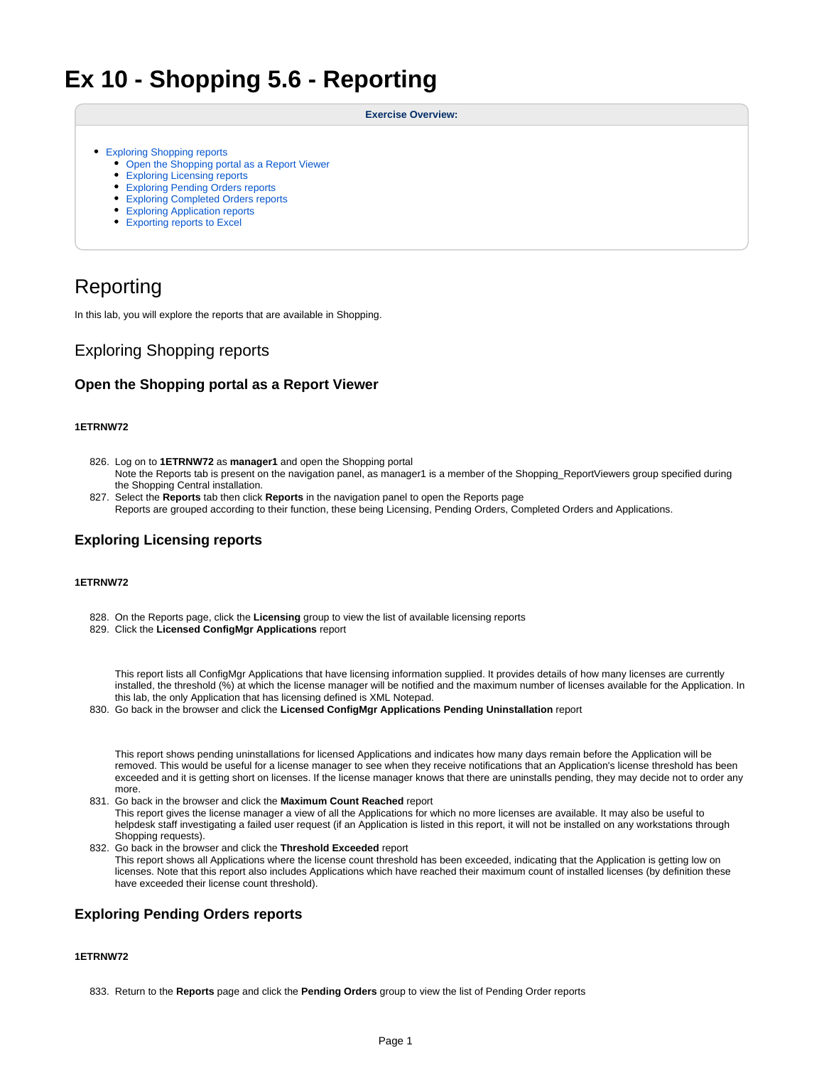# Ex 10 - Shopping 5.6 - Reporting

**Exercise Overview:**

- Exploring Shopping reports
  - Open the Shopping portal as a Report Viewer
  - Exploring Licensing reports
  - Exploring Pending Orders reports
  - Exploring Completed Orders reports
  - Exploring Application reports
  - Exporting reports to Excel

## Reporting

In this lab, you will explore the reports that are available in Shopping.

### Exploring Shopping reports

#### Open the Shopping portal as a Report Viewer

##### 1ETRNW72

826. Log on to **1ETRNW72** as **manager1** and open the Shopping portal
     Note the Reports tab is present on the navigation panel, as manager1 is a member of the Shopping_ReportViewers group specified during the Shopping Central installation.
827. Select the **Reports** tab then click **Reports** in the navigation panel to open the Reports page
     Reports are grouped according to their function, these being Licensing, Pending Orders, Completed Orders and Applications.

#### Exploring Licensing reports

##### 1ETRNW72

828. On the Reports page, click the **Licensing** group to view the list of available licensing reports
829. Click the **Licensed ConfigMgr Applications** report

     This report lists all ConfigMgr Applications that have licensing information supplied. It provides details of how many licenses are currently installed, the threshold (%) at which the license manager will be notified and the maximum number of licenses available for the Application. In this lab, the only Application that has licensing defined is XML Notepad.
830. Go back in the browser and click the **Licensed ConfigMgr Applications Pending Uninstallation** report

     This report shows pending uninstallations for licensed Applications and indicates how many days remain before the Application will be removed. This would be useful for a license manager to see when they receive notifications that an Application's license threshold has been exceeded and it is getting short on licenses. If the license manager knows that there are uninstalls pending, they may decide not to order any more.
831. Go back in the browser and click the **Maximum Count Reached** report
     This report gives the license manager a view of all the Applications for which no more licenses are available. It may also be useful to helpdesk staff investigating a failed user request (if an Application is listed in this report, it will not be installed on any workstations through Shopping requests).
832. Go back in the browser and click the **Threshold Exceeded** report
     This report shows all Applications where the license count threshold has been exceeded, indicating that the Application is getting low on licenses. Note that this report also includes Applications which have reached their maximum count of installed licenses (by definition these have exceeded their license count threshold).

#### Exploring Pending Orders reports

##### 1ETRNW72

833. Return to the **Reports** page and click the **Pending Orders** group to view the list of Pending Order reports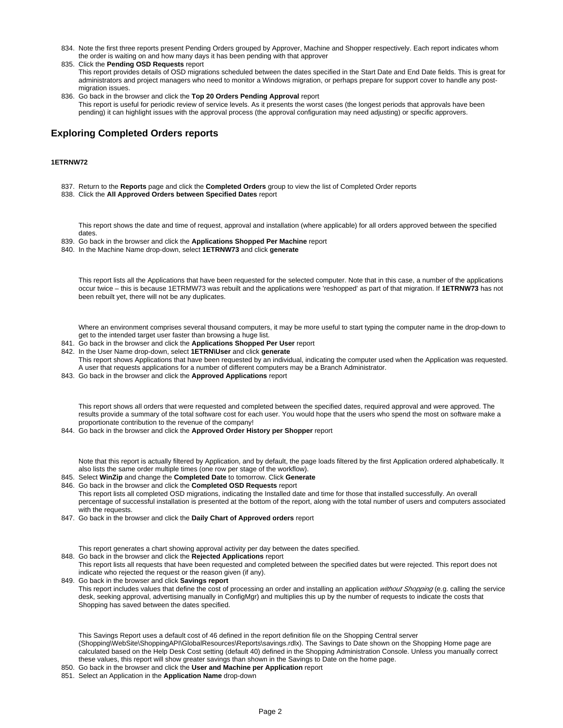834. Note the first three reports present Pending Orders grouped by Approver, Machine and Shopper respectively. Each report indicates whom the order is waiting on and how many days it has been pending with that approver
835. Click the **Pending OSD Requests** report
   This report provides details of OSD migrations scheduled between the dates specified in the Start Date and End Date fields. This is great for administrators and project managers who need to monitor a Windows migration, or perhaps prepare for support cover to handle any post-migration issues.
836. Go back in the browser and click the **Top 20 Orders Pending Approval** report
   This report is useful for periodic review of service levels. As it presents the worst cases (the longest periods that approvals have been pending) it can highlight issues with the approval process (the approval configuration may need adjusting) or specific approvers.

## Exploring Completed Orders reports

**1ETRNW72**

837. Return to the **Reports** page and click the **Completed Orders** group to view the list of Completed Order reports
838. Click the **All Approved Orders between Specified Dates** report

   This report shows the date and time of request, approval and installation (where applicable) for all orders approved between the specified dates.
839. Go back in the browser and click the **Applications Shopped Per Machine** report
840. In the Machine Name drop-down, select **1ETRNW73** and click **generate**

   This report lists all the Applications that have been requested for the selected computer. Note that in this case, a number of the applications occur twice – this is because 1ETRMW73 was rebuilt and the applications were 'reshopped' as part of that migration. If **1ETRNW73** has not been rebuilt yet, there will not be any duplicates.

   Where an environment comprises several thousand computers, it may be more useful to start typing the computer name in the drop-down to get to the intended target user faster than browsing a huge list.
841. Go back in the browser and click the **Applications Shopped Per User** report
842. In the User Name drop-down, select **1ETRN\User** and click **generate**
   This report shows Applications that have been requested by an individual, indicating the computer used when the Application was requested. A user that requests applications for a number of different computers may be a Branch Administrator.
843. Go back in the browser and click the **Approved Applications** report

   This report shows all orders that were requested and completed between the specified dates, required approval and were approved. The results provide a summary of the total software cost for each user. You would hope that the users who spend the most on software make a proportionate contribution to the revenue of the company!
844. Go back in the browser and click the **Approved Order History per Shopper** report

   Note that this report is actually filtered by Application, and by default, the page loads filtered by the first Application ordered alphabetically. It also lists the same order multiple times (one row per stage of the workflow).
845. Select **WinZip** and change the **Completed Date** to tomorrow. Click **Generate**
846. Go back in the browser and click the **Completed OSD Requests** report
   This report lists all completed OSD migrations, indicating the Installed date and time for those that installed successfully. An overall percentage of successful installation is presented at the bottom of the report, along with the total number of users and computers associated with the requests.
847. Go back in the browser and click the **Daily Chart of Approved orders** report

   This report generates a chart showing approval activity per day between the dates specified.
848. Go back in the browser and click the **Rejected Applications** report
   This report lists all requests that have been requested and completed between the specified dates but were rejected. This report does not indicate who rejected the request or the reason given (if any).
849. Go back in the browser and click **Savings report**
   This report includes values that define the cost of processing an order and installing an application *without Shopping* (e.g. calling the service desk, seeking approval, advertising manually in ConfigMgr) and multiplies this up by the number of requests to indicate the costs that Shopping has saved between the dates specified.

   This Savings Report uses a default cost of 46 defined in the report definition file on the Shopping Central server (Shopping\WebSite\ShoppingAPI\GlobalResources\Reports\savings.rdlx). The Savings to Date shown on the Shopping Home page are calculated based on the Help Desk Cost setting (default 40) defined in the Shopping Administration Console. Unless you manually correct these values, this report will show greater savings than shown in the Savings to Date on the home page.
850. Go back in the browser and click the **User and Machine per Application** report
851. Select an Application in the **Application Name** drop-down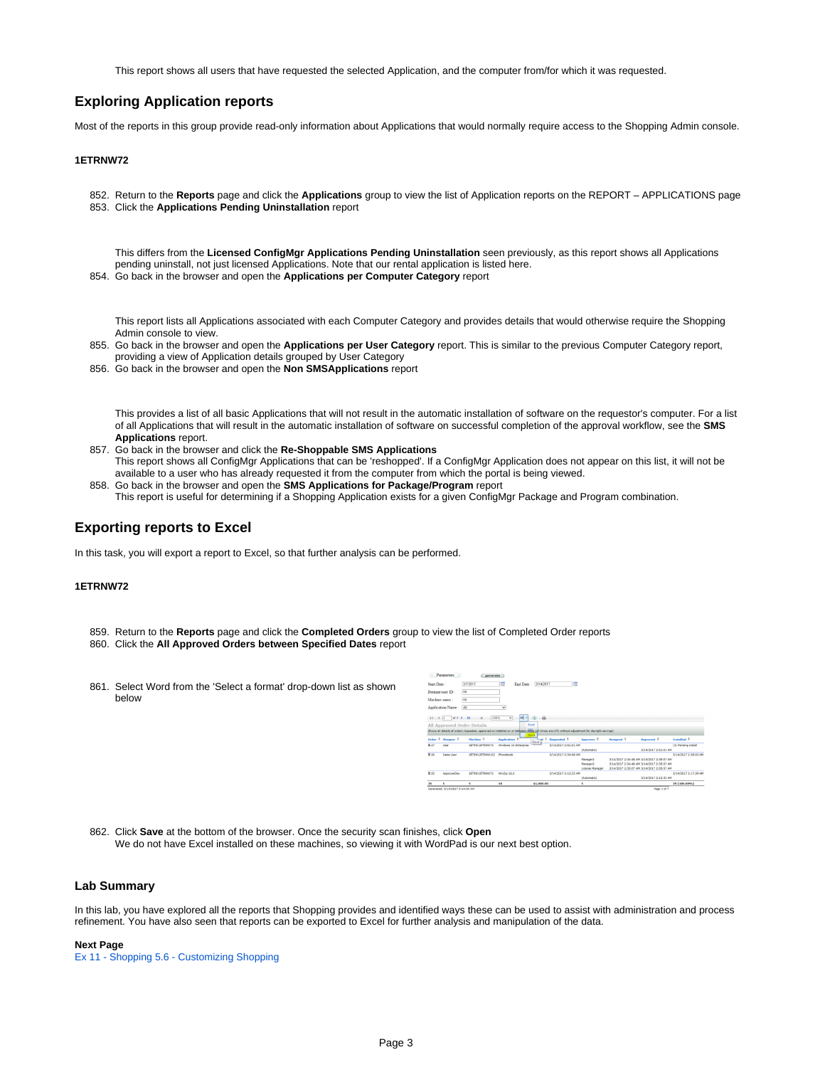This report shows all users that have requested the selected Application, and the computer from/for which it was requested.

## Exploring Application reports

Most of the reports in this group provide read-only information about Applications that would normally require access to the Shopping Admin console.

**1ETRNW72**

852. Return to the **Reports** page and click the **Applications** group to view the list of Application reports on the REPORT – APPLICATIONS page
853. Click the **Applications Pending Uninstallation** report

     This differs from the **Licensed ConfigMgr Applications Pending Uninstallation** seen previously, as this report shows all Applications pending uninstall, not just licensed Applications. Note that our rental application is listed here.
854. Go back in the browser and open the **Applications per Computer Category** report

     This report lists all Applications associated with each Computer Category and provides details that would otherwise require the Shopping Admin console to view.
855. Go back in the browser and open the **Applications per User Category** report. This is similar to the previous Computer Category report, providing a view of Application details grouped by User Category
856. Go back in the browser and open the **Non SMSApplications** report

     This provides a list of all basic Applications that will not result in the automatic installation of software on the requestor's computer. For a list of all Applications that will result in the automatic installation of software on successful completion of the approval workflow, see the **SMS Applications** report.
857. Go back in the browser and click the **Re-Shoppable SMS Applications**
     This report shows all ConfigMgr Applications that can be 'reshopped'. If a ConfigMgr Application does not appear on this list, it will not be available to a user who has already requested it from the computer from which the portal is being viewed.
858. Go back in the browser and open the **SMS Applications for Package/Program** report
     This report is useful for determining if a Shopping Application exists for a given ConfigMgr Package and Program combination.

## Exporting reports to Excel

In this task, you will export a report to Excel, so that further analysis can be performed.

**1ETRNW72**

859. Return to the **Reports** page and click the **Completed Orders** group to view the list of Completed Order reports
860. Click the **All Approved Orders between Specified Dates** report
861. Select Word from the 'Select a format' drop-down list as shown below
862. Click **Save** at the bottom of the browser. Once the security scan finishes, click **Open**
     We do not have Excel installed on these machines, so viewing it with WordPad is our next best option.

### Lab Summary

In this lab, you have explored all the reports that Shopping provides and identified ways these can be used to assist with administration and process refinement. You have also seen that reports can be exported to Excel for further analysis and manipulation of the data.

**Next Page**
Ex 11 - Shopping 5.6 - Customizing Shopping